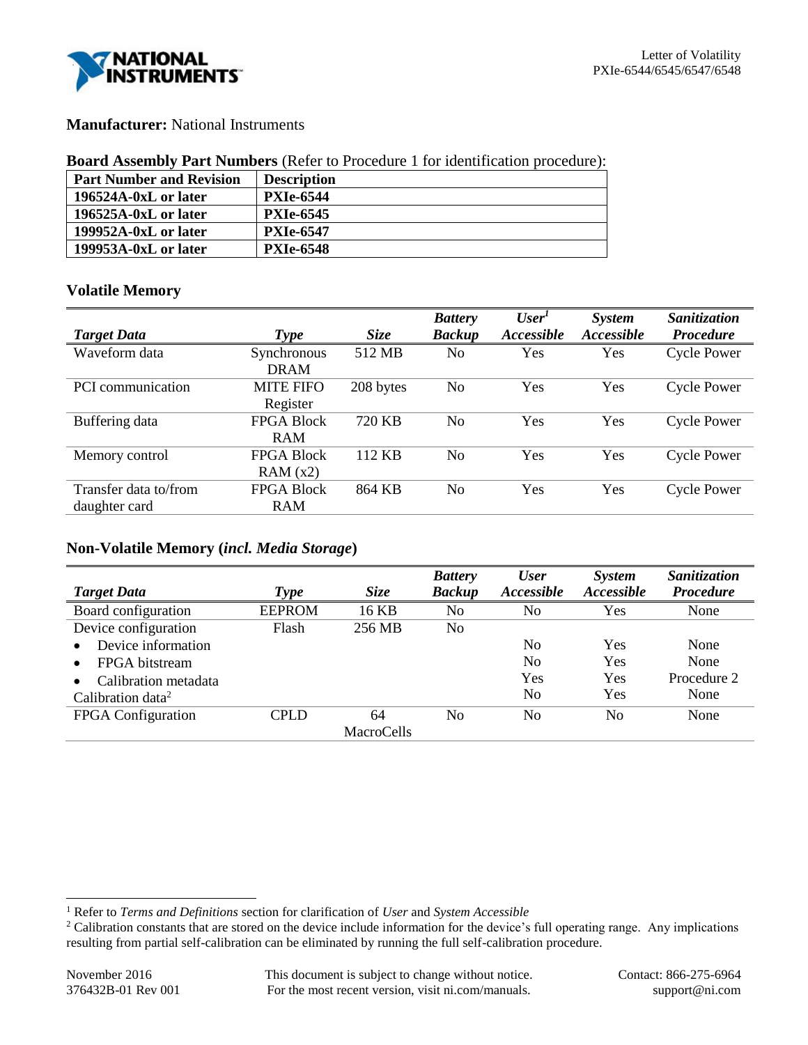**Manufacturer:** National Instruments

**Board Assembly Part Numbers** (Refer to Procedure 1 for identification procedure):

| Part Number and Revision | Description |
|---|---|
| **196524A-0xL or later** | **PXIe-6544** |
| **196525A-0xL or later** | **PXIe-6545** |
| **199952A-0xL or later** | **PXIe-6547** |
| **199953A-0xL or later** | **PXIe-6548** |

### Volatile Memory

| *Target Data* | *Type* | *Size* | *Battery Backup* | *User[1] Accessible* | *System Accessible* | *Sanitization Procedure* |
|---|---|---|---|---|---|---|
| Waveform data | Synchronous DRAM | 512 MB | No | Yes | Yes | Cycle Power |
| PCI communication | MITE FIFO Register | 208 bytes | No | Yes | Yes | Cycle Power |
| Buffering data | FPGA Block RAM | 720 KB | No | Yes | Yes | Cycle Power |
| Memory control | FPGA Block RAM (x2) | 112 KB | No | Yes | Yes | Cycle Power |
| Transfer data to/from daughter card | FPGA Block RAM | 864 KB | No | Yes | Yes | Cycle Power |

### Non-Volatile Memory (*incl. Media Storage*)

| *Target Data* | *Type* | *Size* | *Battery Backup* | *User Accessible* | *System Accessible* | *Sanitization Procedure* |
|---|---|---|---|---|---|---|
| Board configuration | EEPROM | 16 KB | No | No | Yes | None |
| Device configuration | Flash | 256 MB | No | | | |
| • Device information | | | | No | Yes | None |
| • FPGA bitstream | | | | No | Yes | None |
| • Calibration metadata | | | | Yes | Yes | Procedure 2 |
| Calibration data[2] | | | | No | Yes | None |
| FPGA Configuration | CPLD | 64 MacroCells | No | No | No | None |

[1] Refer to *Terms and Definitions* section for clarification of *User* and *System Accessible*

[2] Calibration constants that are stored on the device include information for the device's full operating range. Any implications resulting from partial self-calibration can be eliminated by running the full self-calibration procedure.

November 2016
376432B-01 Rev 001

This document is subject to change without notice.
For the most recent version, visit ni.com/manuals.

Contact: 866-275-6964
support@ni.com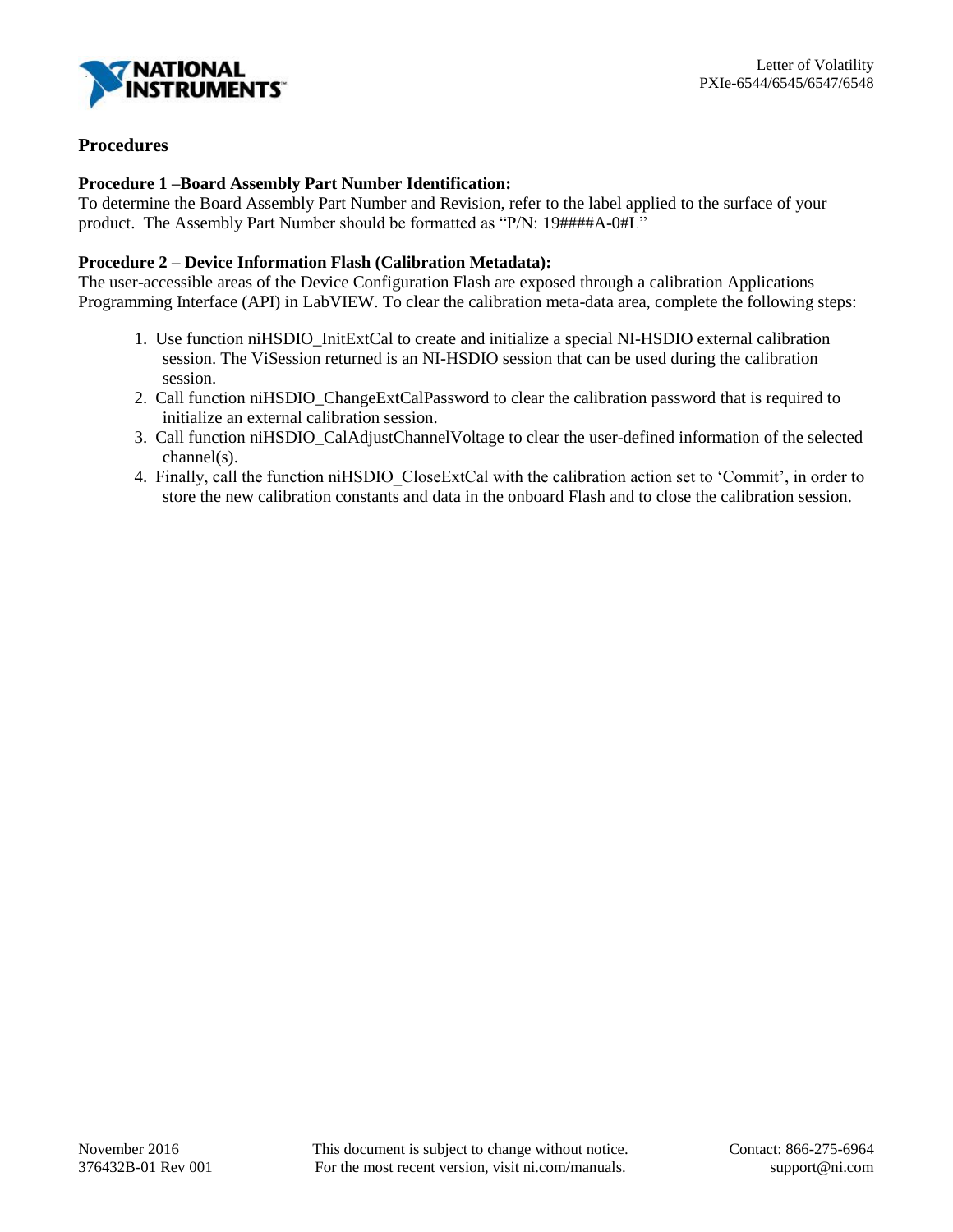## Procedures

**Procedure 1 –Board Assembly Part Number Identification:**
To determine the Board Assembly Part Number and Revision, refer to the label applied to the surface of your product. The Assembly Part Number should be formatted as "P/N: 19####A-0#L"

**Procedure 2 – Device Information Flash (Calibration Metadata):**
The user-accessible areas of the Device Configuration Flash are exposed through a calibration Applications Programming Interface (API) in LabVIEW. To clear the calibration meta-data area, complete the following steps:

1. Use function niHSDIO_InitExtCal to create and initialize a special NI-HSDIO external calibration session. The ViSession returned is an NI-HSDIO session that can be used during the calibration session.
2. Call function niHSDIO_ChangeExtCalPassword to clear the calibration password that is required to initialize an external calibration session.
3. Call function niHSDIO_CalAdjustChannelVoltage to clear the user-defined information of the selected channel(s).
4. Finally, call the function niHSDIO_CloseExtCal with the calibration action set to 'Commit', in order to store the new calibration constants and data in the onboard Flash and to close the calibration session.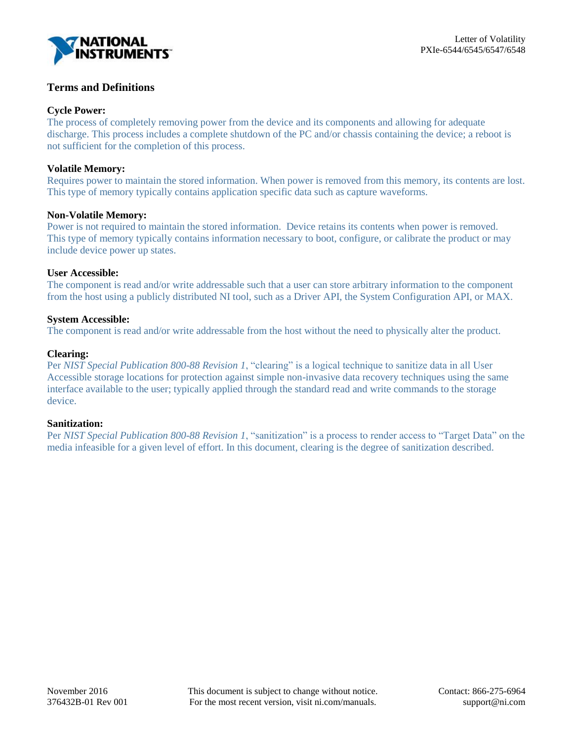## Terms and Definitions

**Cycle Power:**
The process of completely removing power from the device and its components and allowing for adequate discharge. This process includes a complete shutdown of the PC and/or chassis containing the device; a reboot is not sufficient for the completion of this process.

**Volatile Memory:**
Requires power to maintain the stored information. When power is removed from this memory, its contents are lost. This type of memory typically contains application specific data such as capture waveforms.

**Non-Volatile Memory:**
Power is not required to maintain the stored information. Device retains its contents when power is removed. This type of memory typically contains information necessary to boot, configure, or calibrate the product or may include device power up states.

**User Accessible:**
The component is read and/or write addressable such that a user can store arbitrary information to the component from the host using a publicly distributed NI tool, such as a Driver API, the System Configuration API, or MAX.

**System Accessible:**
The component is read and/or write addressable from the host without the need to physically alter the product.

**Clearing:**
Per *NIST Special Publication 800-88 Revision 1*, "clearing" is a logical technique to sanitize data in all User Accessible storage locations for protection against simple non-invasive data recovery techniques using the same interface available to the user; typically applied through the standard read and write commands to the storage device.

**Sanitization:**
Per *NIST Special Publication 800-88 Revision 1*, "sanitization" is a process to render access to "Target Data" on the media infeasible for a given level of effort. In this document, clearing is the degree of sanitization described.